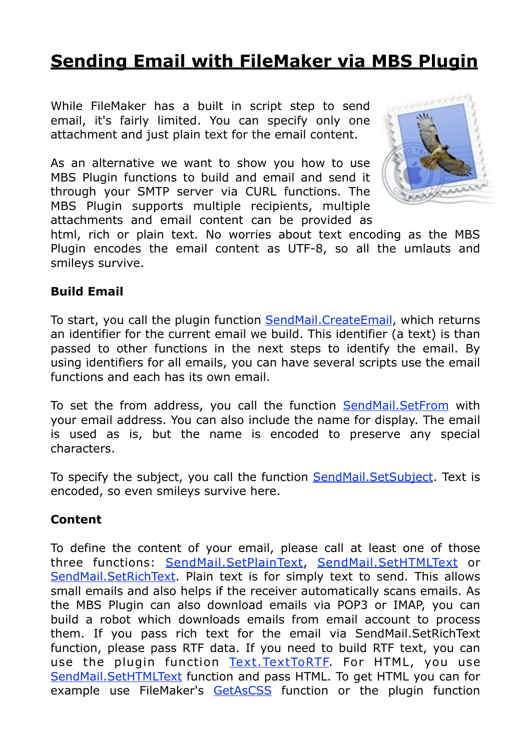# Sending Email with FileMaker via MBS Plugin

While FileMaker has a built in script step to send email, it's fairly limited. You can specify only one attachment and just plain text for the email content.

As an alternative we want to show you how to use MBS Plugin functions to build and email and send it through your SMTP server via CURL functions. The MBS Plugin supports multiple recipients, multiple attachments and email content can be provided as html, rich or plain text. No worries about text encoding as the MBS Plugin encodes the email content as UTF-8, so all the umlauts and smileys survive.

### Build Email

To start, you call the plugin function SendMail.CreateEmail, which returns an identifier for the current email we build. This identifier (a text) is than passed to other functions in the next steps to identify the email. By using identifiers for all emails, you can have several scripts use the email functions and each has its own email.

To set the from address, you call the function SendMail.SetFrom with your email address. You can also include the name for display. The email is used as is, but the name is encoded to preserve any special characters.

To specify the subject, you call the function SendMail.SetSubject. Text is encoded, so even smileys survive here.

### Content

To define the content of your email, please call at least one of those three functions: SendMail.SetPlainText, SendMail.SetHTMLText or SendMail.SetRichText. Plain text is for simply text to send. This allows small emails and also helps if the receiver automatically scans emails. As the MBS Plugin can also download emails via POP3 or IMAP, you can build a robot which downloads emails from email account to process them. If you pass rich text for the email via SendMail.SetRichText function, please pass RTF data. If you need to build RTF text, you can use the plugin function Text.TextToRTF. For HTML, you use SendMail.SetHTMLText function and pass HTML. To get HTML you can for example use FileMaker's GetAsCSS function or the plugin function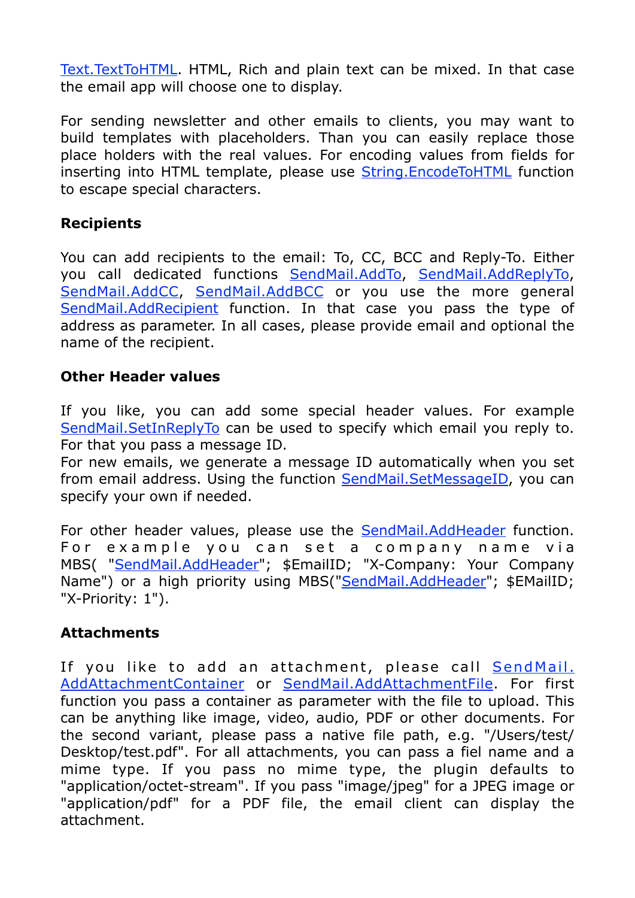Text.TextToHTML. HTML, Rich and plain text can be mixed. In that case the email app will choose one to display.

For sending newsletter and other emails to clients, you may want to build templates with placeholders. Than you can easily replace those place holders with the real values. For encoding values from fields for inserting into HTML template, please use String.EncodeToHTML function to escape special characters.

**Recipients**

You can add recipients to the email: To, CC, BCC and Reply-To. Either you call dedicated functions SendMail.AddTo, SendMail.AddReplyTo, SendMail.AddCC, SendMail.AddBCC or you use the more general SendMail.AddRecipient function. In that case you pass the type of address as parameter. In all cases, please provide email and optional the name of the recipient.

**Other Header values**

If you like, you can add some special header values. For example SendMail.SetInReplyTo can be used to specify which email you reply to. For that you pass a message ID.
For new emails, we generate a message ID automatically when you set from email address. Using the function SendMail.SetMessageID, you can specify your own if needed.

For other header values, please use the SendMail.AddHeader function. For example you can set a company name via MBS( "SendMail.AddHeader"; $EmailID; "X-Company: Your Company Name") or a high priority using MBS("SendMail.AddHeader"; $EMailID; "X-Priority: 1").

**Attachments**

If you like to add an attachment, please call SendMail.AddAttachmentContainer or SendMail.AddAttachmentFile. For first function you pass a container as parameter with the file to upload. This can be anything like image, video, audio, PDF or other documents. For the second variant, please pass a native file path, e.g. "/Users/test/Desktop/test.pdf". For all attachments, you can pass a fiel name and a mime type. If you pass no mime type, the plugin defaults to "application/octet-stream". If you pass "image/jpeg" for a JPEG image or "application/pdf" for a PDF file, the email client can display the attachment.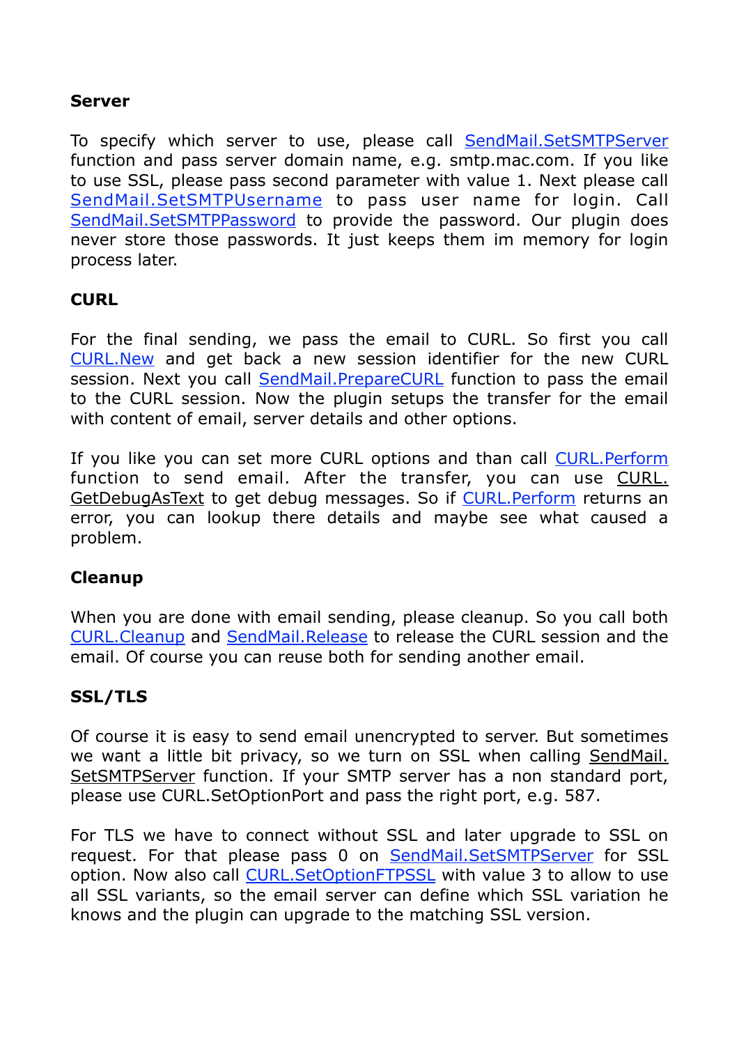**Server**

To specify which server to use, please call SendMail.SetSMTPServer function and pass server domain name, e.g. smtp.mac.com. If you like to use SSL, please pass second parameter with value 1. Next please call SendMail.SetSMTPUsername to pass user name for login. Call SendMail.SetSMTPPassword to provide the password. Our plugin does never store those passwords. It just keeps them im memory for login process later.

**CURL**

For the final sending, we pass the email to CURL. So first you call CURL.New and get back a new session identifier for the new CURL session. Next you call SendMail.PrepareCURL function to pass the email to the CURL session. Now the plugin setups the transfer for the email with content of email, server details and other options.

If you like you can set more CURL options and than call CURL.Perform function to send email. After the transfer, you can use CURL.GetDebugAsText to get debug messages. So if CURL.Perform returns an error, you can lookup there details and maybe see what caused a problem.

**Cleanup**

When you are done with email sending, please cleanup. So you call both CURL.Cleanup and SendMail.Release to release the CURL session and the email. Of course you can reuse both for sending another email.

**SSL/TLS**

Of course it is easy to send email unencrypted to server. But sometimes we want a little bit privacy, so we turn on SSL when calling SendMail.SetSMTPServer function. If your SMTP server has a non standard port, please use CURL.SetOptionPort and pass the right port, e.g. 587.

For TLS we have to connect without SSL and later upgrade to SSL on request. For that please pass 0 on SendMail.SetSMTPServer for SSL option. Now also call CURL.SetOptionFTPSSL with value 3 to allow to use all SSL variants, so the email server can define which SSL variation he knows and the plugin can upgrade to the matching SSL version.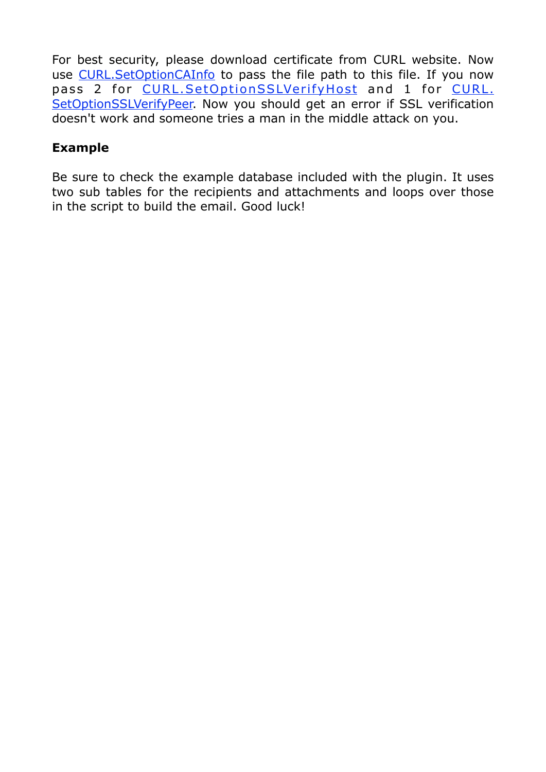For best security, please download certificate from CURL website. Now use CURL.SetOptionCAInfo to pass the file path to this file. If you now pass 2 for CURL.SetOptionSSLVerifyHost and 1 for CURL.SetOptionSSLVerifyPeer. Now you should get an error if SSL verification doesn't work and someone tries a man in the middle attack on you.

**Example**

Be sure to check the example database included with the plugin. It uses two sub tables for the recipients and attachments and loops over those in the script to build the email. Good luck!